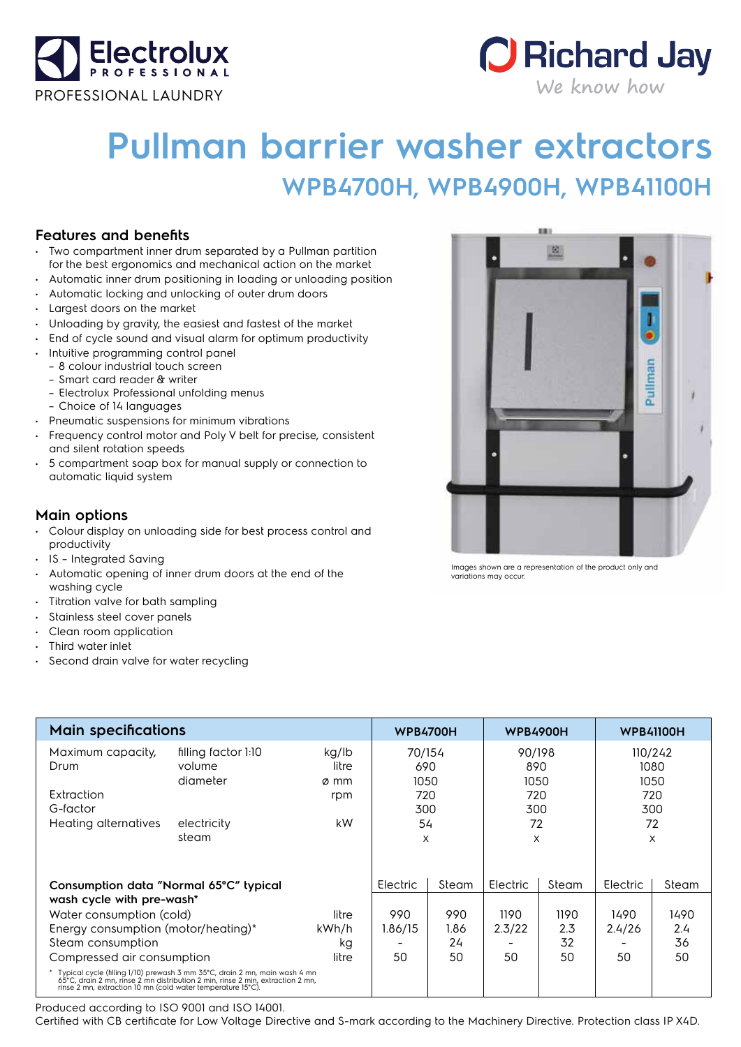Electrolux PROFESSIONAL

PROFESSIONAL LAUNDRY

Richard Jay

We know how

# Pullman barrier washer extractors

## WPB4700H, WPB4900H, WPB41100H

### Features and benefits

- Two compartment inner drum separated by a Pullman partition for the best ergonomics and mechanical action on the market
- Automatic inner drum positioning in loading or unloading position
- Automatic locking and unlocking of outer drum doors
- Largest doors on the market
- Unloading by gravity, the easiest and fastest of the market
- End of cycle sound and visual alarm for optimum productivity
- Intuitive programming control panel
  - 8 colour industrial touch screen
  - Smart card reader & writer
  - Electrolux Professional unfolding menus
  - Choice of 14 languages
- Pneumatic suspensions for minimum vibrations
- Frequency control motor and Poly V belt for precise, consistent and silent rotation speeds
- 5 compartment soap box for manual supply or connection to automatic liquid system

### Main options

- Colour display on unloading side for best process control and productivity
- IS – Integrated Saving
- Automatic opening of inner drum doors at the end of the washing cycle
- Titration valve for bath sampling
- Stainless steel cover panels
- Clean room application
- Third water inlet
- Second drain valve for water recycling

Images shown are a representation of the product only and variations may occur.

| Main specifications | | | WPB4700H | | WPB4900H | | WPB41100H | |
|---|---|---|---|---|---|---|---|---|
| Maximum capacity, | filling factor 1:10 | kg/lb | 70/154 | | 90/198 | | 110/242 | |
| Drum | volume | litre | 690 | | 890 | | 1080 | |
| | diameter | ø mm | 1050 | | 1050 | | 1050 | |
| Extraction | | rpm | 720 | | 720 | | 720 | |
| G-factor | | | 300 | | 300 | | 300 | |
| Heating alternatives | electricity | kW | 54 | | 72 | | 72 | |
| | steam | | x | | x | | x | |
| **Consumption data "Normal 65°C" typical wash cycle with pre-wash*** | | | Electric | Steam | Electric | Steam | Electric | Steam |
| Water consumption (cold) | | litre | 990 | 990 | 1190 | 1190 | 1490 | 1490 |
| Energy consumption (motor/heating)* | | kWh/h | 1.86/15 | 1.86 | 2.3/22 | 2.3 | 2.4/26 | 2.4 |
| Steam consumption | | kg | - | 24 | - | 32 | - | 36 |
| Compressed air consumption | | litre | 50 | 50 | 50 | 50 | 50 | 50 |

\* Typical cycle (filling 1/10) prewash 3 mm 35°C, drain 2 mn, main wash 4 mn 65°C, drain 2 mn, rinse 2 mn distribution 2 min, rinse 2 mn, extraction 2 mn, rinse 2 mn, extraction 10 mn (cold water temperature 15°C).

Produced according to ISO 9001 and ISO 14001.

Certified with CB certificate for Low Voltage Directive and S-mark according to the Machinery Directive. Protection class IP X4D.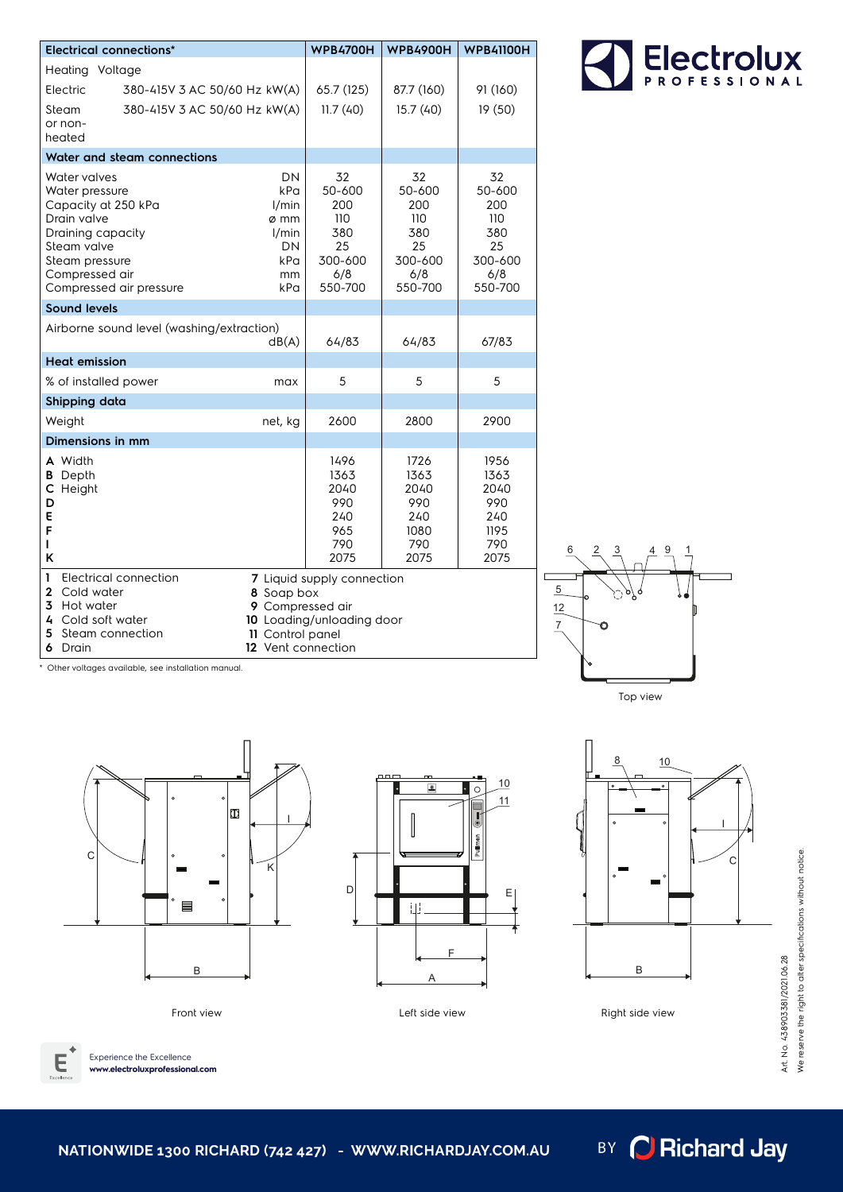| Electrical connections* | | WPB4700H | WPB4900H | WPB41100H |
|---|---|---|---|---|
| Heating Voltage | | | | |
| Electric | 380-415V 3 AC 50/60 Hz kW(A) | 65.7 (125) | 87.7 (160) | 91 (160) |
| Steam or non-heated | 380-415V 3 AC 50/60 Hz kW(A) | 11.7 (40) | 15.7 (40) | 19 (50) |
| **Water and steam connections** | | | | |
| Water valves | DN | 32 | 32 | 32 |
| Water pressure | kPa | 50-600 | 50-600 | 50-600 |
| Capacity at 250 kPa | l/min | 200 | 200 | 200 |
| Drain valve | ø mm | 110 | 110 | 110 |
| Draining capacity | l/min | 380 | 380 | 380 |
| Steam valve | DN | 25 | 25 | 25 |
| Steam pressure | kPa | 300-600 | 300-600 | 300-600 |
| Compressed air | mm | 6/8 | 6/8 | 6/8 |
| Compressed air pressure | kPa | 550-700 | 550-700 | 550-700 |
| **Sound levels** | | | | |
| Airborne sound level (washing/extraction) | dB(A) | 64/83 | 64/83 | 67/83 |
| **Heat emission** | | | | |
| % of installed power | max | 5 | 5 | 5 |
| **Shipping data** | | | | |
| Weight | net, kg | 2600 | 2800 | 2900 |
| **Dimensions in mm** | | | | |
| **A** Width | | 1496 | 1726 | 1956 |
| **B** Depth | | 1363 | 1363 | 1363 |
| **C** Height | | 2040 | 2040 | 2040 |
| **D** | | 990 | 990 | 990 |
| **E** | | 240 | 240 | 240 |
| **F** | | 965 | 1080 | 1195 |
| **I** | | 790 | 790 | 790 |
| **K** | | 2075 | 2075 | 2075 |

1. Electrical connection
2. Cold water
3. Hot water
4. Cold soft water
5. Steam connection
6. Drain
7. Liquid supply connection
8. Soap box
9. Compressed air
10. Loading/unloading door
11. Control panel
12. Vent connection

\* Other voltages available, see installation manual.

Top view

Front view

Left side view

Right side view

Art. No. 438903381/2021.06.28
We reserve the right to alter specifications without notice.

Experience the Excellence
**www.electroluxprofessional.com**

NATIONWIDE 1300 RICHARD (742 427) - WWW.RICHARDJAY.COM.AU